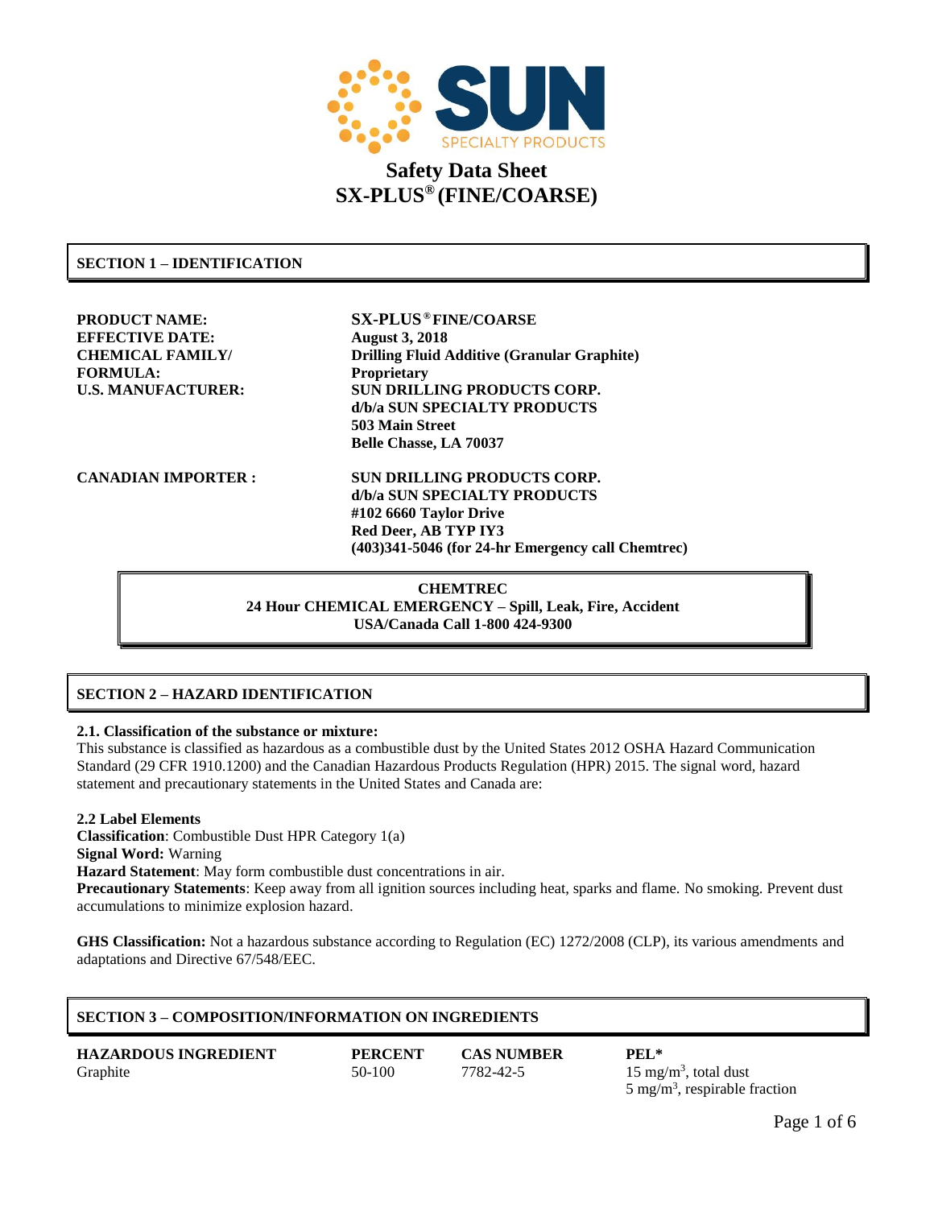SUN SPECIALTY PRODUCTS

# Safety Data Sheet
# SX-PLUS® (FINE/COARSE)

## SECTION 1 – IDENTIFICATION

| | |
|---|---|
| **PRODUCT NAME:** | **SX-PLUS® FINE/COARSE** |
| **EFFECTIVE DATE:** | **August 3, 2018** |
| **CHEMICAL FAMILY/** | **Drilling Fluid Additive (Granular Graphite)** |
| **FORMULA:** | **Proprietary** |
| **U.S. MANUFACTURER:** | **SUN DRILLING PRODUCTS CORP.**<br>**d/b/a SUN SPECIALTY PRODUCTS**<br>**503 Main Street**<br>**Belle Chasse, LA 70037** |
| **CANADIAN IMPORTER :** | **SUN DRILLING PRODUCTS CORP.**<br>**d/b/a SUN SPECIALTY PRODUCTS**<br>**#102 6660 Taylor Drive**<br>**Red Deer, AB TYP IY3**<br>**(403)341-5046 (for 24-hr Emergency call Chemtrec)** |

**CHEMTREC**
**24 Hour CHEMICAL EMERGENCY – Spill, Leak, Fire, Accident**
**USA/Canada Call 1-800 424-9300**

## SECTION 2 – HAZARD IDENTIFICATION

**2.1. Classification of the substance or mixture:**
This substance is classified as hazardous as a combustible dust by the United States 2012 OSHA Hazard Communication Standard (29 CFR 1910.1200) and the Canadian Hazardous Products Regulation (HPR) 2015. The signal word, hazard statement and precautionary statements in the United States and Canada are:

**2.2 Label Elements**
**Classification**: Combustible Dust HPR Category 1(a)
**Signal Word:** Warning
**Hazard Statement**: May form combustible dust concentrations in air.
**Precautionary Statements**: Keep away from all ignition sources including heat, sparks and flame. No smoking. Prevent dust accumulations to minimize explosion hazard.

**GHS Classification:** Not a hazardous substance according to Regulation (EC) 1272/2008 (CLP), its various amendments and adaptations and Directive 67/548/EEC.

## SECTION 3 – COMPOSITION/INFORMATION ON INGREDIENTS

| HAZARDOUS INGREDIENT | PERCENT | CAS NUMBER | PEL* |
|---|---|---|---|
| Graphite | 50-100 | 7782-42-5 | 15 mg/m$^3$, total dust<br>5 mg/m$^3$, respirable fraction |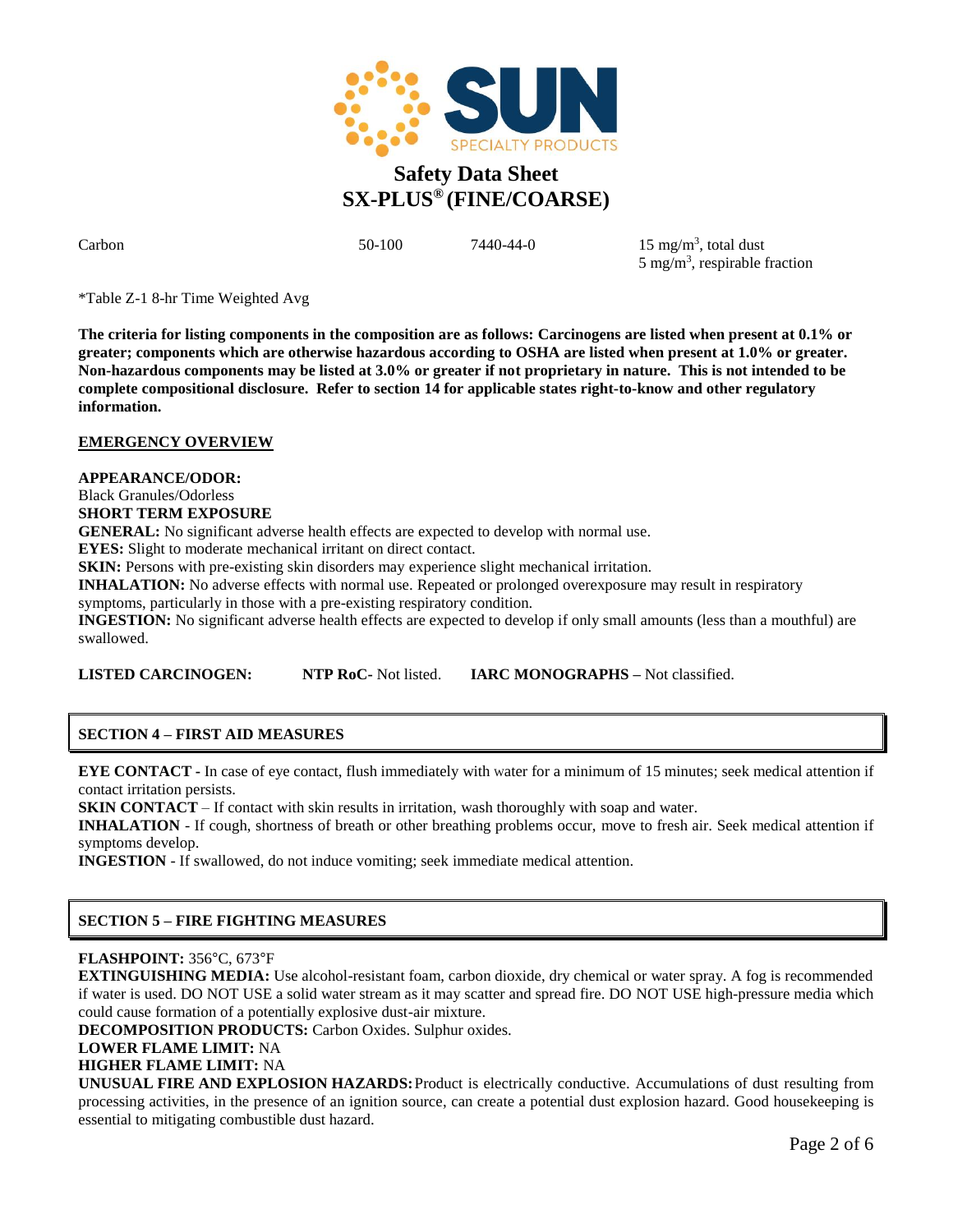| | | | |
|---|---|---|---|
| Carbon | 50-100 | 7440-44-0 | 15 mg/m$^3$, total dust<br>5 mg/m$^3$, respirable fraction |

*Table Z-1 8-hr Time Weighted Avg

**The criteria for listing components in the composition are as follows: Carcinogens are listed when present at 0.1% or greater; components which are otherwise hazardous according to OSHA are listed when present at 1.0% or greater. Non-hazardous components may be listed at 3.0% or greater if not proprietary in nature. This is not intended to be complete compositional disclosure. Refer to section 14 for applicable states right-to-know and other regulatory information.**

**EMERGENCY OVERVIEW**

**APPEARANCE/ODOR:**
Black Granules/Odorless

**SHORT TERM EXPOSURE**

**GENERAL:** No significant adverse health effects are expected to develop with normal use.
**EYES:** Slight to moderate mechanical irritant on direct contact.
**SKIN:** Persons with pre-existing skin disorders may experience slight mechanical irritation.
**INHALATION:** No adverse effects with normal use. Repeated or prolonged overexposure may result in respiratory symptoms, particularly in those with a pre-existing respiratory condition.
**INGESTION:** No significant adverse health effects are expected to develop if only small amounts (less than a mouthful) are swallowed.

**LISTED CARCINOGEN:** **NTP RoC**- Not listed. **IARC MONOGRAPHS –** Not classified.

## SECTION 4 – FIRST AID MEASURES

**EYE CONTACT -** In case of eye contact, flush immediately with water for a minimum of 15 minutes; seek medical attention if contact irritation persists.
**SKIN CONTACT** – If contact with skin results in irritation, wash thoroughly with soap and water.
**INHALATION** - If cough, shortness of breath or other breathing problems occur, move to fresh air. Seek medical attention if symptoms develop.
**INGESTION** - If swallowed, do not induce vomiting; seek immediate medical attention.

## SECTION 5 – FIRE FIGHTING MEASURES

**FLASHPOINT:** 356°C, 673°F
**EXTINGUISHING MEDIA:** Use alcohol-resistant foam, carbon dioxide, dry chemical or water spray. A fog is recommended if water is used. DO NOT USE a solid water stream as it may scatter and spread fire. DO NOT USE high-pressure media which could cause formation of a potentially explosive dust-air mixture.
**DECOMPOSITION PRODUCTS:** Carbon Oxides. Sulphur oxides.
**LOWER FLAME LIMIT:** NA
**HIGHER FLAME LIMIT:** NA
**UNUSUAL FIRE AND EXPLOSION HAZARDS:** Product is electrically conductive. Accumulations of dust resulting from processing activities, in the presence of an ignition source, can create a potential dust explosion hazard. Good housekeeping is essential to mitigating combustible dust hazard.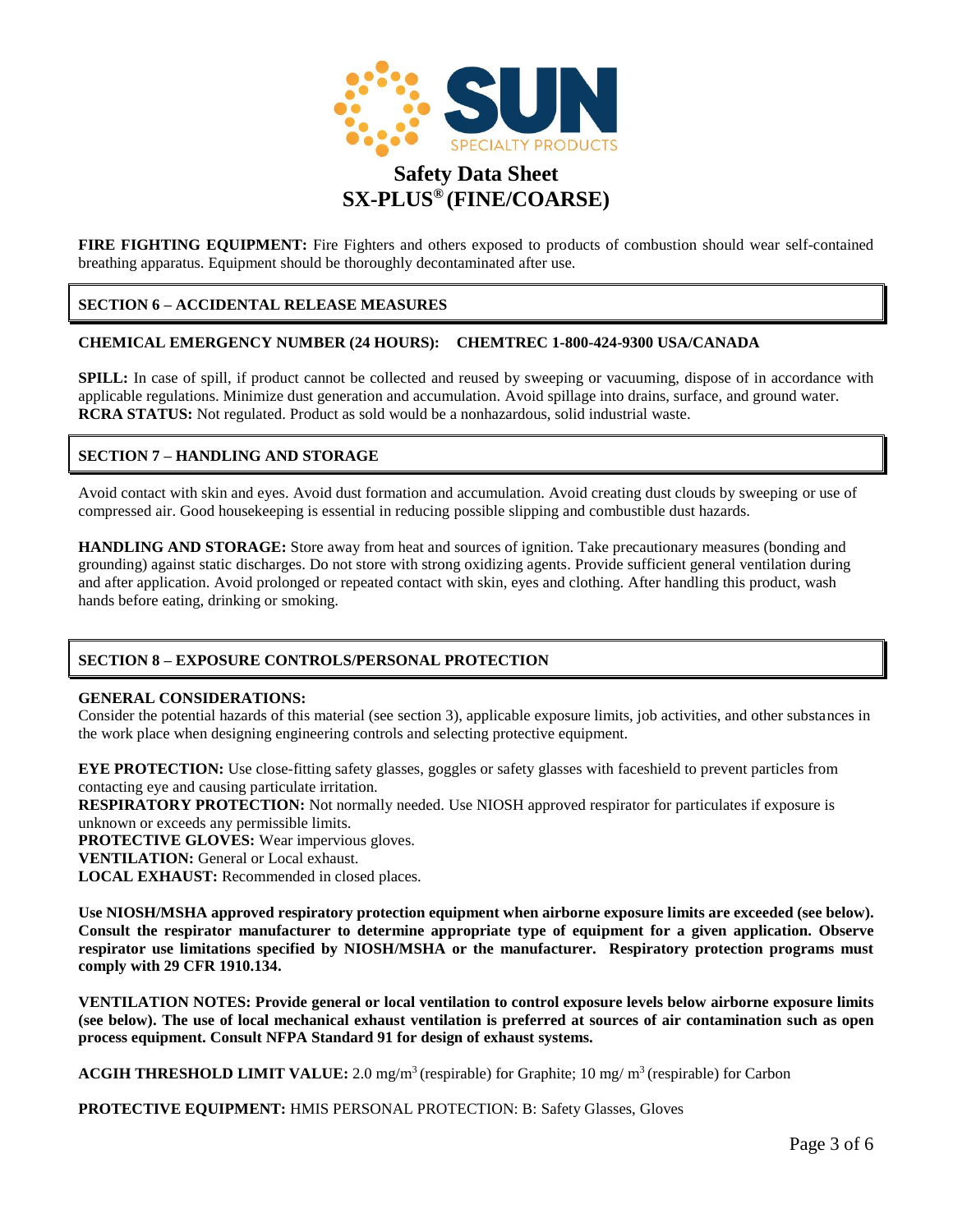**FIRE FIGHTING EQUIPMENT:** Fire Fighters and others exposed to products of combustion should wear self-contained breathing apparatus. Equipment should be thoroughly decontaminated after use.

## SECTION 6 – ACCIDENTAL RELEASE MEASURES

**CHEMICAL EMERGENCY NUMBER (24 HOURS): CHEMTREC 1-800-424-9300 USA/CANADA**

**SPILL:** In case of spill, if product cannot be collected and reused by sweeping or vacuuming, dispose of in accordance with applicable regulations. Minimize dust generation and accumulation. Avoid spillage into drains, surface, and ground water.
**RCRA STATUS:** Not regulated. Product as sold would be a nonhazardous, solid industrial waste.

## SECTION 7 – HANDLING AND STORAGE

Avoid contact with skin and eyes. Avoid dust formation and accumulation. Avoid creating dust clouds by sweeping or use of compressed air. Good housekeeping is essential in reducing possible slipping and combustible dust hazards.

**HANDLING AND STORAGE:** Store away from heat and sources of ignition. Take precautionary measures (bonding and grounding) against static discharges. Do not store with strong oxidizing agents. Provide sufficient general ventilation during and after application. Avoid prolonged or repeated contact with skin, eyes and clothing. After handling this product, wash hands before eating, drinking or smoking.

## SECTION 8 – EXPOSURE CONTROLS/PERSONAL PROTECTION

**GENERAL CONSIDERATIONS:**
Consider the potential hazards of this material (see section 3), applicable exposure limits, job activities, and other substances in the work place when designing engineering controls and selecting protective equipment.

**EYE PROTECTION:** Use close-fitting safety glasses, goggles or safety glasses with faceshield to prevent particles from contacting eye and causing particulate irritation.
**RESPIRATORY PROTECTION:** Not normally needed. Use NIOSH approved respirator for particulates if exposure is unknown or exceeds any permissible limits.
**PROTECTIVE GLOVES:** Wear impervious gloves.
**VENTILATION:** General or Local exhaust.
**LOCAL EXHAUST:** Recommended in closed places.

**Use NIOSH/MSHA approved respiratory protection equipment when airborne exposure limits are exceeded (see below). Consult the respirator manufacturer to determine appropriate type of equipment for a given application. Observe respirator use limitations specified by NIOSH/MSHA or the manufacturer. Respiratory protection programs must comply with 29 CFR 1910.134.**

**VENTILATION NOTES: Provide general or local ventilation to control exposure levels below airborne exposure limits (see below). The use of local mechanical exhaust ventilation is preferred at sources of air contamination such as open process equipment. Consult NFPA Standard 91 for design of exhaust systems.**

**ACGIH THRESHOLD LIMIT VALUE:** 2.0 mg/m$^3$ (respirable) for Graphite; 10 mg/ m$^3$ (respirable) for Carbon

**PROTECTIVE EQUIPMENT:** HMIS PERSONAL PROTECTION: B: Safety Glasses, Gloves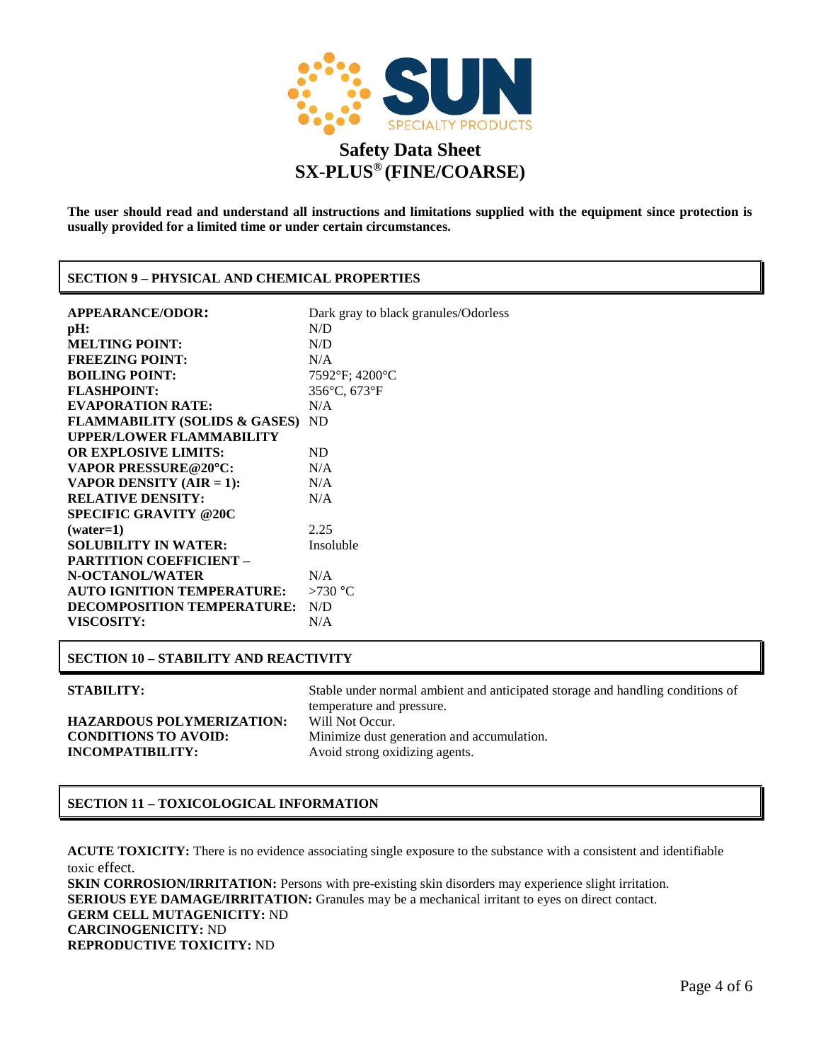# Safety Data Sheet
## SX-PLUS® (FINE/COARSE)

**The user should read and understand all instructions and limitations supplied with the equipment since protection is usually provided for a limited time or under certain circumstances.**

## SECTION 9 – PHYSICAL AND CHEMICAL PROPERTIES

| | |
|---|---|
| **APPEARANCE/ODOR:** | Dark gray to black granules/Odorless |
| **pH:** | N/D |
| **MELTING POINT:** | N/D |
| **FREEZING POINT:** | N/A |
| **BOILING POINT:** | 7592°F; 4200°C |
| **FLASHPOINT:** | 356°C, 673°F |
| **EVAPORATION RATE:** | N/A |
| **FLAMMABILITY (SOLIDS & GASES)** | ND |
| **UPPER/LOWER FLAMMABILITY OR EXPLOSIVE LIMITS:** | ND |
| **VAPOR PRESSURE@20°C:** | N/A |
| **VAPOR DENSITY (AIR = 1):** | N/A |
| **RELATIVE DENSITY:** | N/A |
| **SPECIFIC GRAVITY @20C (water=1)** | 2.25 |
| **SOLUBILITY IN WATER:** | Insoluble |
| **PARTITION COEFFICIENT – N-OCTANOL/WATER** | N/A |
| **AUTO IGNITION TEMPERATURE:** | >730 °C |
| **DECOMPOSITION TEMPERATURE:** | N/D |
| **VISCOSITY:** | N/A |

## SECTION 10 – STABILITY AND REACTIVITY

| | |
|---|---|
| **STABILITY:** | Stable under normal ambient and anticipated storage and handling conditions of temperature and pressure. |
| **HAZARDOUS POLYMERIZATION:** | Will Not Occur. |
| **CONDITIONS TO AVOID:** | Minimize dust generation and accumulation. |
| **INCOMPATIBILITY:** | Avoid strong oxidizing agents. |

## SECTION 11 – TOXICOLOGICAL INFORMATION

**ACUTE TOXICITY:** There is no evidence associating single exposure to the substance with a consistent and identifiable toxic effect.
**SKIN CORROSION/IRRITATION:** Persons with pre-existing skin disorders may experience slight irritation.
**SERIOUS EYE DAMAGE/IRRITATION:** Granules may be a mechanical irritant to eyes on direct contact.
**GERM CELL MUTAGENICITY:** ND
**CARCINOGENICITY:** ND
**REPRODUCTIVE TOXICITY:** ND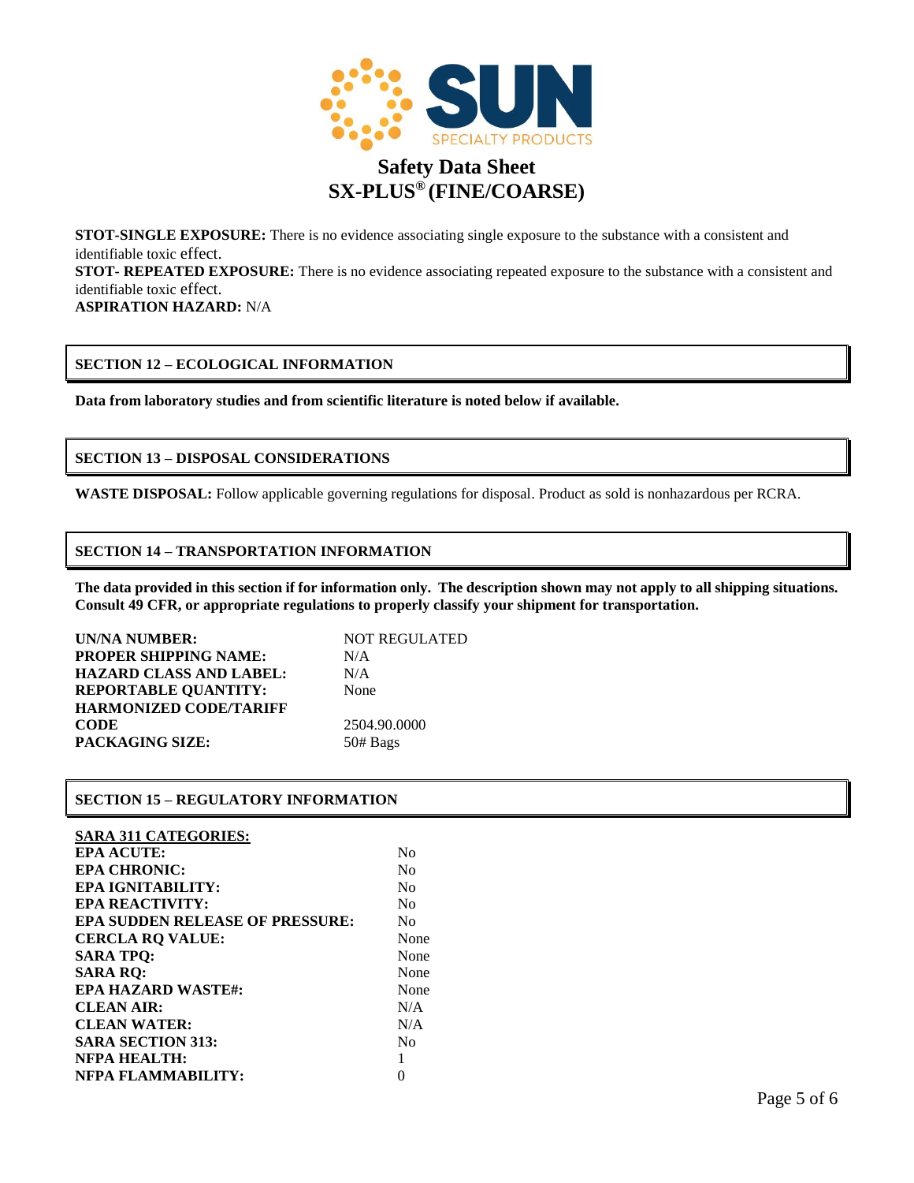**STOT-SINGLE EXPOSURE:** There is no evidence associating single exposure to the substance with a consistent and identifiable toxic effect.
**STOT- REPEATED EXPOSURE:** There is no evidence associating repeated exposure to the substance with a consistent and identifiable toxic effect.
**ASPIRATION HAZARD:** N/A

## SECTION 12 – ECOLOGICAL INFORMATION

**Data from laboratory studies and from scientific literature is noted below if available.**

## SECTION 13 – DISPOSAL CONSIDERATIONS

**WASTE DISPOSAL:** Follow applicable governing regulations for disposal. Product as sold is nonhazardous per RCRA.

## SECTION 14 – TRANSPORTATION INFORMATION

**The data provided in this section if for information only. The description shown may not apply to all shipping situations. Consult 49 CFR, or appropriate regulations to properly classify your shipment for transportation.**

| | |
|---|---|
| **UN/NA NUMBER:** | NOT REGULATED |
| **PROPER SHIPPING NAME:** | N/A |
| **HAZARD CLASS AND LABEL:** | N/A |
| **REPORTABLE QUANTITY:** | None |
| **HARMONIZED CODE/TARIFF CODE** | 2504.90.0000 |
| **PACKAGING SIZE:** | 50# Bags |

## SECTION 15 – REGULATORY INFORMATION

| **SARA 311 CATEGORIES:** | |
|---|---|
| **EPA ACUTE:** | No |
| **EPA CHRONIC:** | No |
| **EPA IGNITABILITY:** | No |
| **EPA REACTIVITY:** | No |
| **EPA SUDDEN RELEASE OF PRESSURE:** | No |
| **CERCLA RQ VALUE:** | None |
| **SARA TPQ:** | None |
| **SARA RQ:** | None |
| **EPA HAZARD WASTE#:** | None |
| **CLEAN AIR:** | N/A |
| **CLEAN WATER:** | N/A |
| **SARA SECTION 313:** | No |
| **NFPA HEALTH:** | 1 |
| **NFPA FLAMMABILITY:** | 0 |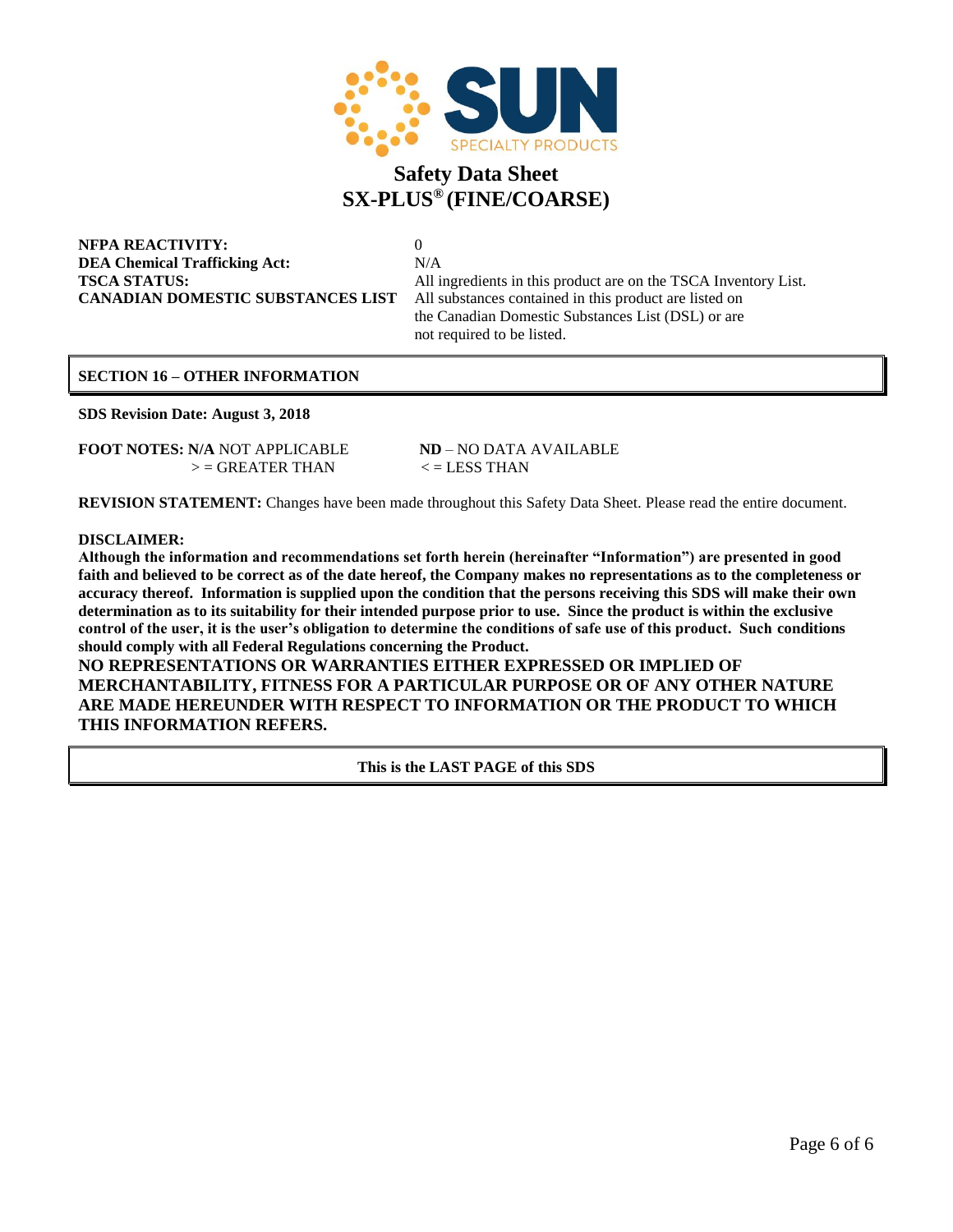# Safety Data Sheet
# SX-PLUS® (FINE/COARSE)

| | |
|---|---|
| **NFPA REACTIVITY:** | 0 |
| **DEA Chemical Trafficking Act:** | N/A |
| **TSCA STATUS:** | All ingredients in this product are on the TSCA Inventory List. |
| **CANADIAN DOMESTIC SUBSTANCES LIST** | All substances contained in this product are listed on the Canadian Domestic Substances List (DSL) or are not required to be listed. |

## SECTION 16 – OTHER INFORMATION

**SDS Revision Date: August 3, 2018**

| | |
|---|---|
| **FOOT NOTES: N/A** NOT APPLICABLE | **ND** – NO DATA AVAILABLE |
| > = GREATER THAN | < = LESS THAN |

**REVISION STATEMENT:** Changes have been made throughout this Safety Data Sheet. Please read the entire document.

**DISCLAIMER:**

**Although the information and recommendations set forth herein (hereinafter "Information") are presented in good faith and believed to be correct as of the date hereof, the Company makes no representations as to the completeness or accuracy thereof. Information is supplied upon the condition that the persons receiving this SDS will make their own determination as to its suitability for their intended purpose prior to use. Since the product is within the exclusive control of the user, it is the user's obligation to determine the conditions of safe use of this product. Such conditions should comply with all Federal Regulations concerning the Product.**

**NO REPRESENTATIONS OR WARRANTIES EITHER EXPRESSED OR IMPLIED OF MERCHANTABILITY, FITNESS FOR A PARTICULAR PURPOSE OR OF ANY OTHER NATURE ARE MADE HEREUNDER WITH RESPECT TO INFORMATION OR THE PRODUCT TO WHICH THIS INFORMATION REFERS.**

**This is the LAST PAGE of this SDS**